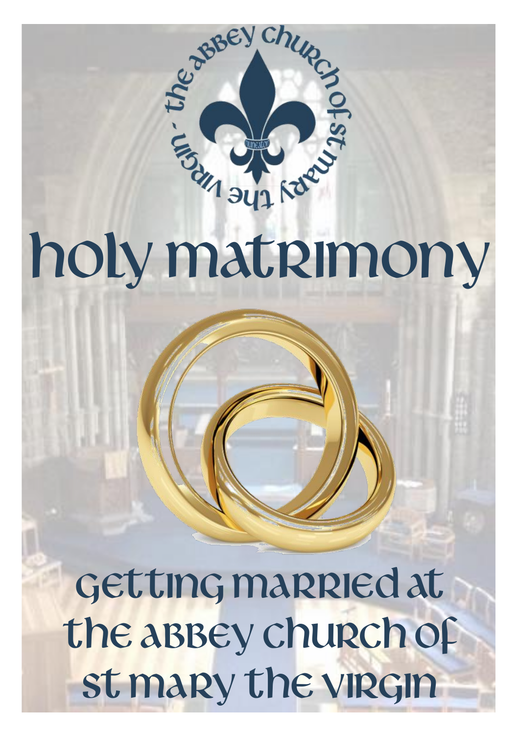the abbey church of st mary the virgin

NUNEATON

# holy matrimony

## getting married at the abbey church of st mary the virgin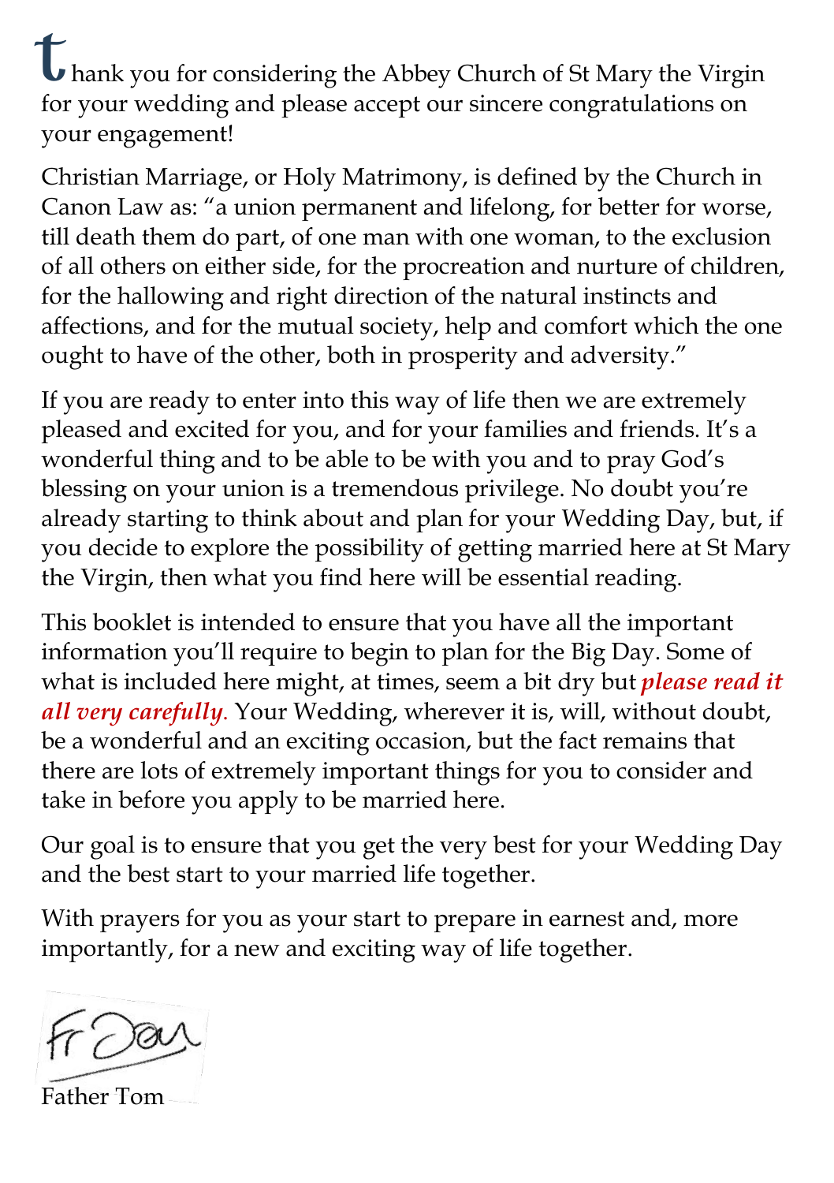Thank you for considering the Abbey Church of St Mary the Virgin for your wedding and please accept our sincere congratulations on your engagement!

Christian Marriage, or Holy Matrimony, is defined by the Church in Canon Law as: "a union permanent and lifelong, for better for worse, till death them do part, of one man with one woman, to the exclusion of all others on either side, for the procreation and nurture of children, for the hallowing and right direction of the natural instincts and affections, and for the mutual society, help and comfort which the one ought to have of the other, both in prosperity and adversity."

If you are ready to enter into this way of life then we are extremely pleased and excited for you, and for your families and friends. It's a wonderful thing and to be able to be with you and to pray God's blessing on your union is a tremendous privilege. No doubt you're already starting to think about and plan for your Wedding Day, but, if you decide to explore the possibility of getting married here at St Mary the Virgin, then what you find here will be essential reading.

This booklet is intended to ensure that you have all the important information you'll require to begin to plan for the Big Day. Some of what is included here might, at times, seem a bit dry but ***please read it all very carefully***. Your Wedding, wherever it is, will, without doubt, be a wonderful and an exciting occasion, but the fact remains that there are lots of extremely important things for you to consider and take in before you apply to be married here.

Our goal is to ensure that you get the very best for your Wedding Day and the best start to your married life together.

With prayers for you as your start to prepare in earnest and, more importantly, for a new and exciting way of life together.

Fr Tom

Father Tom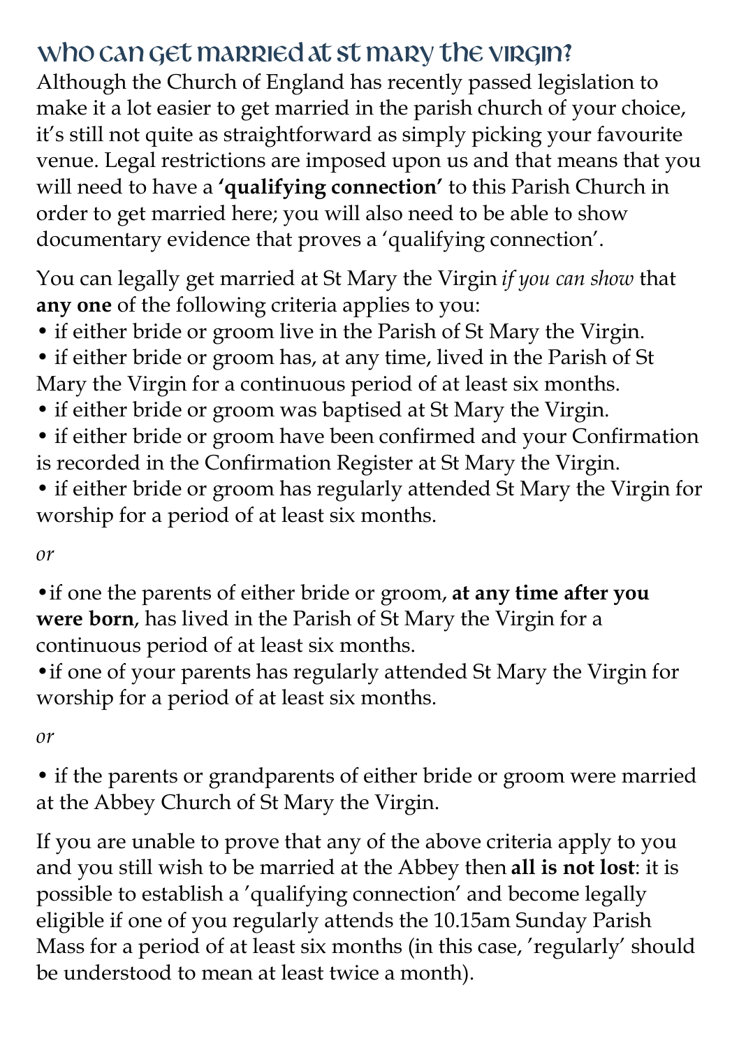## Who can get married at St Mary the Virgin?

Although the Church of England has recently passed legislation to make it a lot easier to get married in the parish church of your choice, it's still not quite as straightforward as simply picking your favourite venue. Legal restrictions are imposed upon us and that means that you will need to have a **'qualifying connection'** to this Parish Church in order to get married here; you will also need to be able to show documentary evidence that proves a 'qualifying connection'.

You can legally get married at St Mary the Virgin *if you can show* that **any one** of the following criteria applies to you:

- if either bride or groom live in the Parish of St Mary the Virgin.
- if either bride or groom has, at any time, lived in the Parish of St Mary the Virgin for a continuous period of at least six months.
- if either bride or groom was baptised at St Mary the Virgin.
- if either bride or groom have been confirmed and your Confirmation is recorded in the Confirmation Register at St Mary the Virgin.
- if either bride or groom has regularly attended St Mary the Virgin for worship for a period of at least six months.

*or*

- if one the parents of either bride or groom, **at any time after you were born**, has lived in the Parish of St Mary the Virgin for a continuous period of at least six months.
- if one of your parents has regularly attended St Mary the Virgin for worship for a period of at least six months.

*or*

- if the parents or grandparents of either bride or groom were married at the Abbey Church of St Mary the Virgin.

If you are unable to prove that any of the above criteria apply to you and you still wish to be married at the Abbey then **all is not lost**: it is possible to establish a 'qualifying connection' and become legally eligible if one of you regularly attends the 10.15am Sunday Parish Mass for a period of at least six months (in this case, 'regularly' should be understood to mean at least twice a month).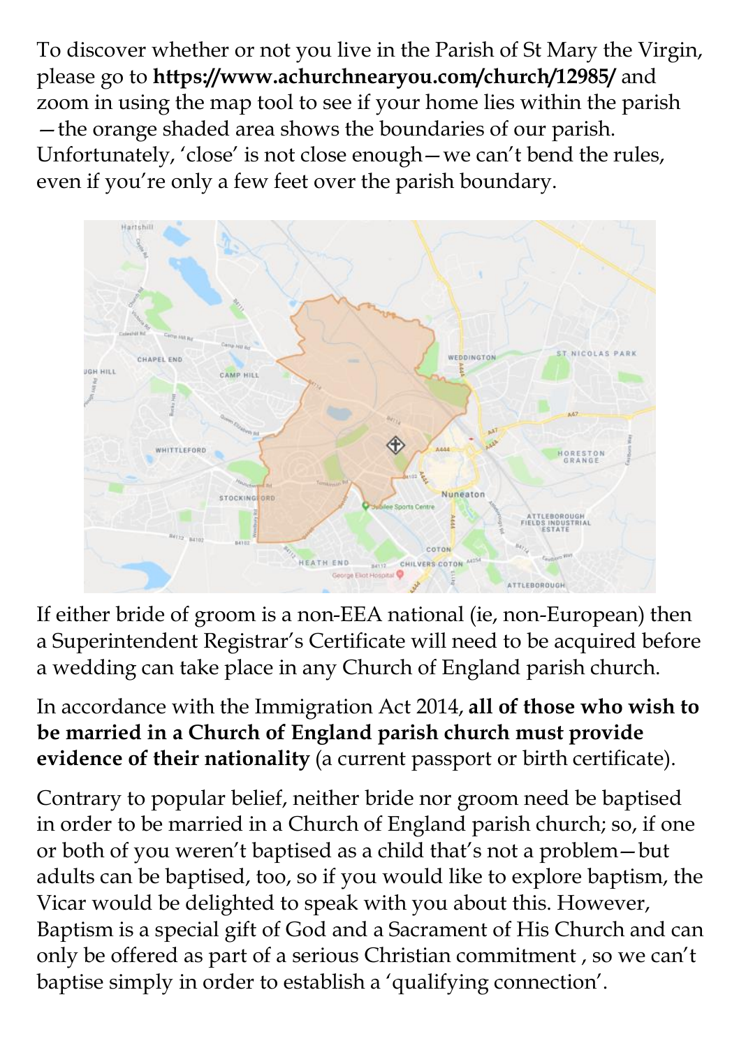To discover whether or not you live in the Parish of St Mary the Virgin, please go to **https://www.achurchnearyou.com/church/12985/** and zoom in using the map tool to see if your home lies within the parish—the orange shaded area shows the boundaries of our parish. Unfortunately, 'close' is not close enough—we can't bend the rules, even if you're only a few feet over the parish boundary.

If either bride of groom is a non-EEA national (ie, non-European) then a Superintendent Registrar's Certificate will need to be acquired before a wedding can take place in any Church of England parish church.

In accordance with the Immigration Act 2014, **all of those who wish to be married in a Church of England parish church must provide evidence of their nationality** (a current passport or birth certificate).

Contrary to popular belief, neither bride nor groom need be baptised in order to be married in a Church of England parish church; so, if one or both of you weren't baptised as a child that's not a problem—but adults can be baptised, too, so if you would like to explore baptism, the Vicar would be delighted to speak with you about this. However, Baptism is a special gift of God and a Sacrament of His Church and can only be offered as part of a serious Christian commitment , so we can't baptise simply in order to establish a 'qualifying connection'.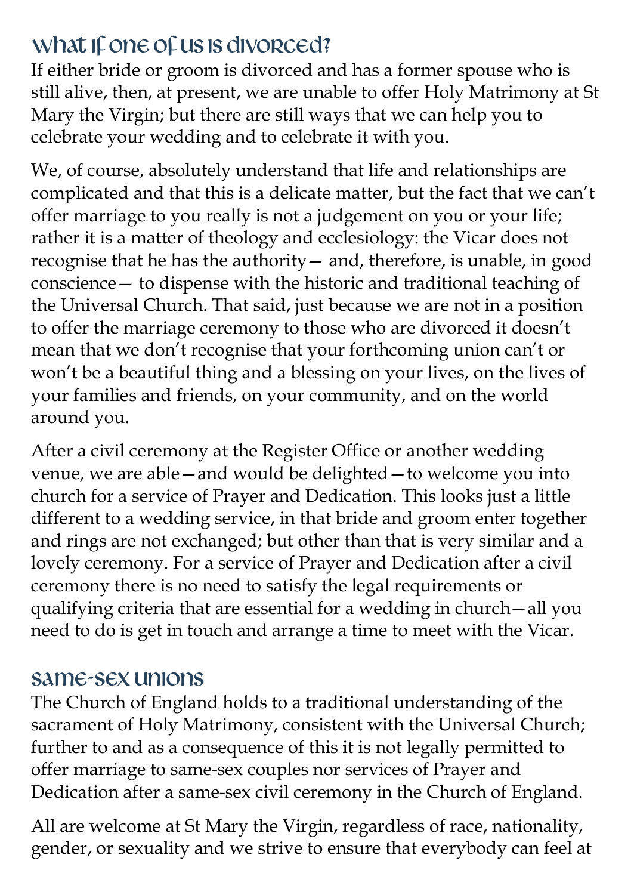## What if one of us is divorced?

If either bride or groom is divorced and has a former spouse who is still alive, then, at present, we are unable to offer Holy Matrimony at St Mary the Virgin; but there are still ways that we can help you to celebrate your wedding and to celebrate it with you.

We, of course, absolutely understand that life and relationships are complicated and that this is a delicate matter, but the fact that we can't offer marriage to you really is not a judgement on you or your life; rather it is a matter of theology and ecclesiology: the Vicar does not recognise that he has the authority— and, therefore, is unable, in good conscience— to dispense with the historic and traditional teaching of the Universal Church. That said, just because we are not in a position to offer the marriage ceremony to those who are divorced it doesn't mean that we don't recognise that your forthcoming union can't or won't be a beautiful thing and a blessing on your lives, on the lives of your families and friends, on your community, and on the world around you.

After a civil ceremony at the Register Office or another wedding venue, we are able—and would be delighted—to welcome you into church for a service of Prayer and Dedication. This looks just a little different to a wedding service, in that bride and groom enter together and rings are not exchanged; but other than that is very similar and a lovely ceremony. For a service of Prayer and Dedication after a civil ceremony there is no need to satisfy the legal requirements or qualifying criteria that are essential for a wedding in church—all you need to do is get in touch and arrange a time to meet with the Vicar.

## Same-sex unions

The Church of England holds to a traditional understanding of the sacrament of Holy Matrimony, consistent with the Universal Church; further to and as a consequence of this it is not legally permitted to offer marriage to same-sex couples nor services of Prayer and Dedication after a same-sex civil ceremony in the Church of England.

All are welcome at St Mary the Virgin, regardless of race, nationality, gender, or sexuality and we strive to ensure that everybody can feel at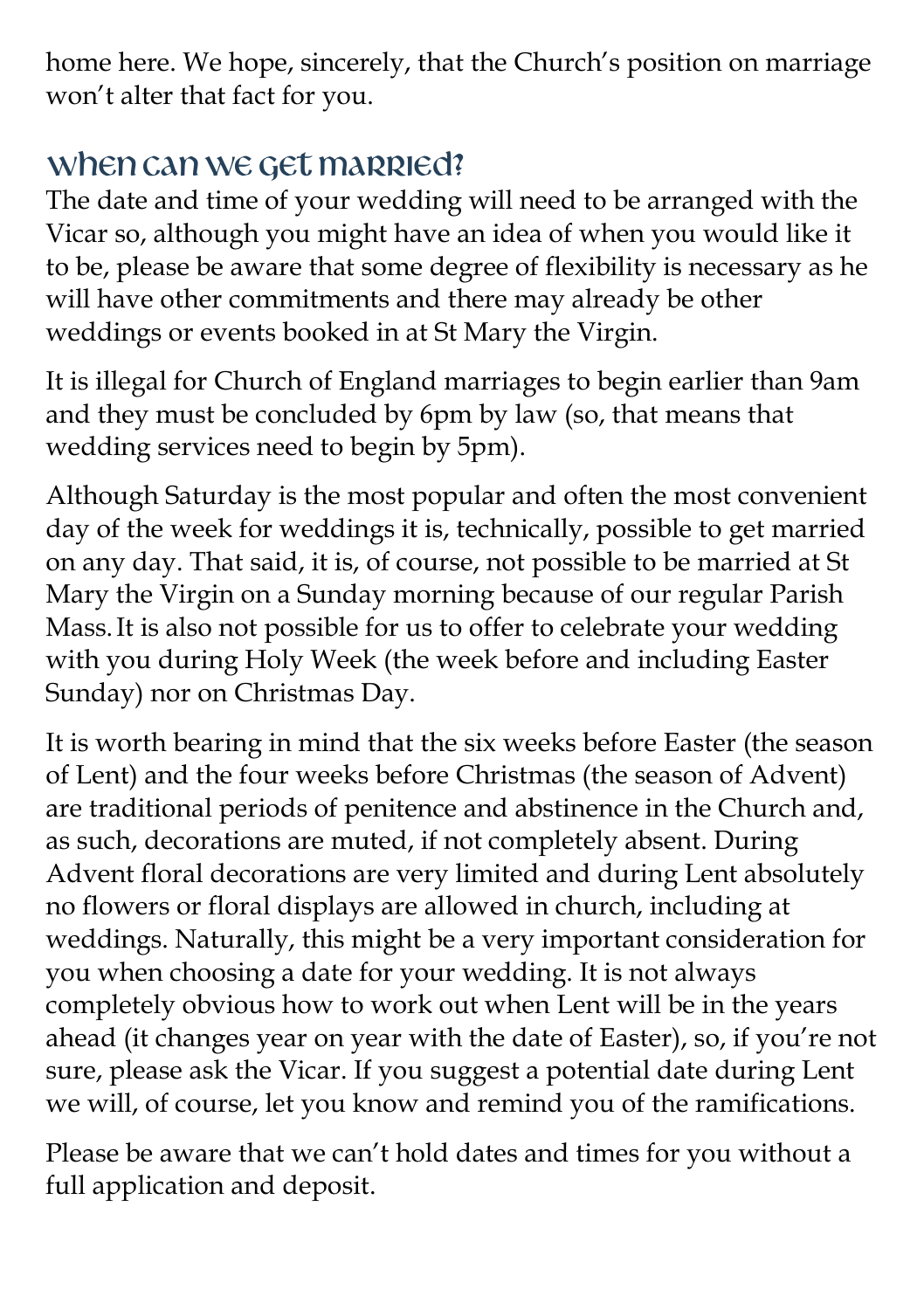home here. We hope, sincerely, that the Church's position on marriage won't alter that fact for you.

## When can we get married?

The date and time of your wedding will need to be arranged with the Vicar so, although you might have an idea of when you would like it to be, please be aware that some degree of flexibility is necessary as he will have other commitments and there may already be other weddings or events booked in at St Mary the Virgin.

It is illegal for Church of England marriages to begin earlier than 9am and they must be concluded by 6pm by law (so, that means that wedding services need to begin by 5pm).

Although Saturday is the most popular and often the most convenient day of the week for weddings it is, technically, possible to get married on any day. That said, it is, of course, not possible to be married at St Mary the Virgin on a Sunday morning because of our regular Parish Mass. It is also not possible for us to offer to celebrate your wedding with you during Holy Week (the week before and including Easter Sunday) nor on Christmas Day.

It is worth bearing in mind that the six weeks before Easter (the season of Lent) and the four weeks before Christmas (the season of Advent) are traditional periods of penitence and abstinence in the Church and, as such, decorations are muted, if not completely absent. During Advent floral decorations are very limited and during Lent absolutely no flowers or floral displays are allowed in church, including at weddings. Naturally, this might be a very important consideration for you when choosing a date for your wedding. It is not always completely obvious how to work out when Lent will be in the years ahead (it changes year on year with the date of Easter), so, if you're not sure, please ask the Vicar. If you suggest a potential date during Lent we will, of course, let you know and remind you of the ramifications.

Please be aware that we can't hold dates and times for you without a full application and deposit.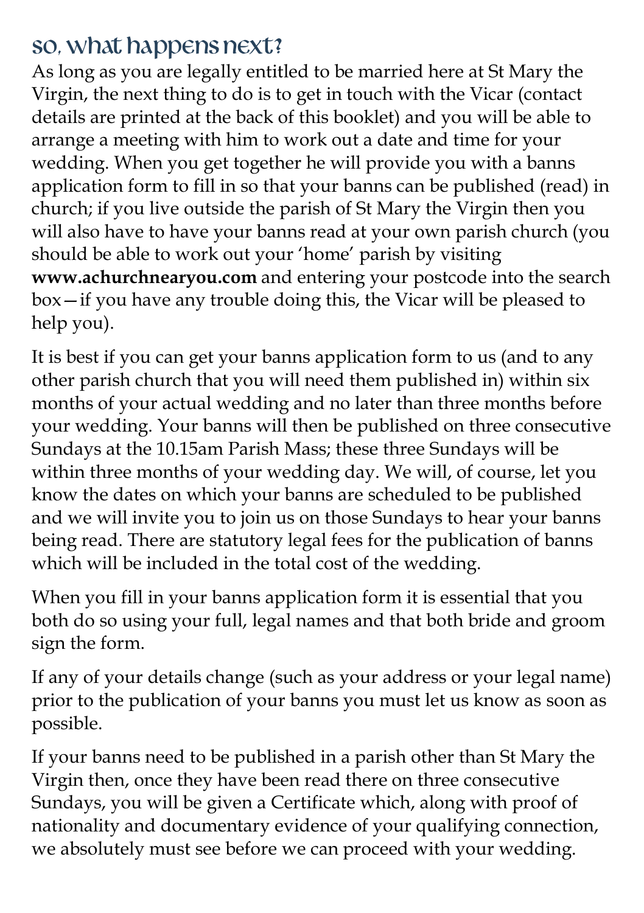## so, what happens next?

As long as you are legally entitled to be married here at St Mary the Virgin, the next thing to do is to get in touch with the Vicar (contact details are printed at the back of this booklet) and you will be able to arrange a meeting with him to work out a date and time for your wedding. When you get together he will provide you with a banns application form to fill in so that your banns can be published (read) in church; if you live outside the parish of St Mary the Virgin then you will also have to have your banns read at your own parish church (you should be able to work out your 'home' parish by visiting **www.achurchnearyou.com** and entering your postcode into the search box—if you have any trouble doing this, the Vicar will be pleased to help you).

It is best if you can get your banns application form to us (and to any other parish church that you will need them published in) within six months of your actual wedding and no later than three months before your wedding. Your banns will then be published on three consecutive Sundays at the 10.15am Parish Mass; these three Sundays will be within three months of your wedding day. We will, of course, let you know the dates on which your banns are scheduled to be published and we will invite you to join us on those Sundays to hear your banns being read. There are statutory legal fees for the publication of banns which will be included in the total cost of the wedding.

When you fill in your banns application form it is essential that you both do so using your full, legal names and that both bride and groom sign the form.

If any of your details change (such as your address or your legal name) prior to the publication of your banns you must let us know as soon as possible.

If your banns need to be published in a parish other than St Mary the Virgin then, once they have been read there on three consecutive Sundays, you will be given a Certificate which, along with proof of nationality and documentary evidence of your qualifying connection, we absolutely must see before we can proceed with your wedding.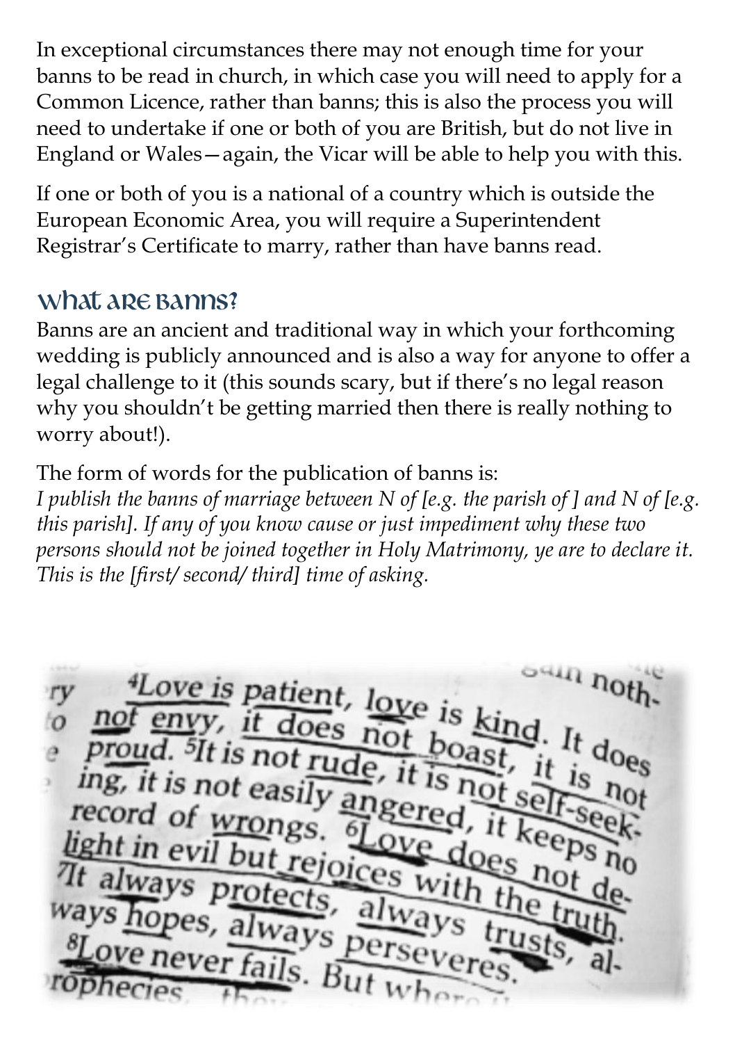In exceptional circumstances there may not enough time for your banns to be read in church, in which case you will need to apply for a Common Licence, rather than banns; this is also the process you will need to undertake if one or both of you are British, but do not live in England or Wales—again, the Vicar will be able to help you with this.

If one or both of you is a national of a country which is outside the European Economic Area, you will require a Superintendent Registrar's Certificate to marry, rather than have banns read.

## What are Banns?

Banns are an ancient and traditional way in which your forthcoming wedding is publicly announced and is also a way for anyone to offer a legal challenge to it (this sounds scary, but if there's no legal reason why you shouldn't be getting married then there is really nothing to worry about!).

The form of words for the publication of banns is:

*I publish the banns of marriage between N of [e.g. the parish of ] and N of [e.g. this parish]. If any of you know cause or just impediment why these two persons should not be joined together in Holy Matrimony, ye are to declare it. This is the [first/ second/ third] time of asking.*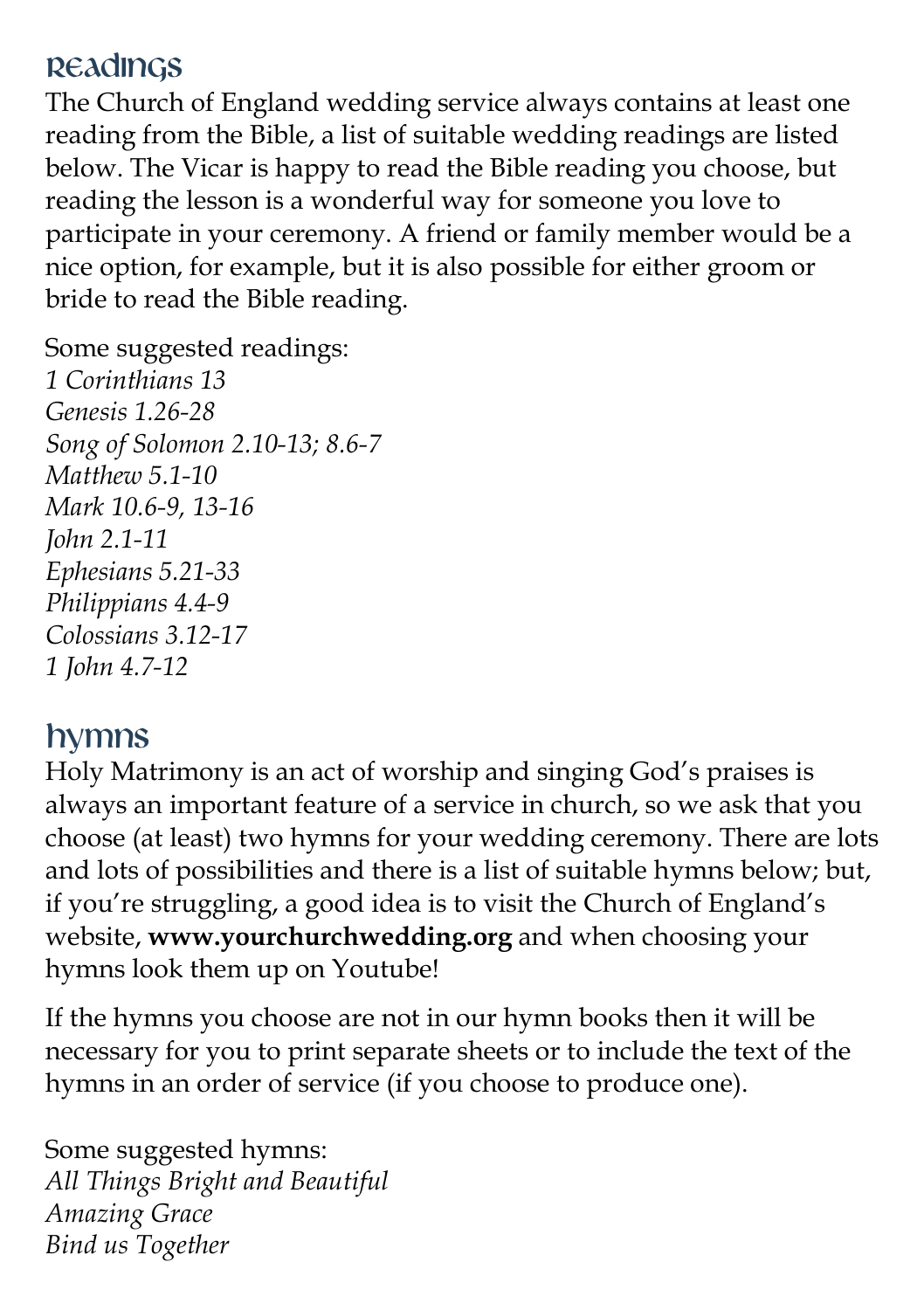## Readings

The Church of England wedding service always contains at least one reading from the Bible, a list of suitable wedding readings are listed below. The Vicar is happy to read the Bible reading you choose, but reading the lesson is a wonderful way for someone you love to participate in your ceremony. A friend or family member would be a nice option, for example, but it is also possible for either groom or bride to read the Bible reading.

Some suggested readings:
*1 Corinthians 13*
*Genesis 1.26-28*
*Song of Solomon 2.10-13; 8.6-7*
*Matthew 5.1-10*
*Mark 10.6-9, 13-16*
*John 2.1-11*
*Ephesians 5.21-33*
*Philippians 4.4-9*
*Colossians 3.12-17*
*1 John 4.7-12*

## Hymns

Holy Matrimony is an act of worship and singing God's praises is always an important feature of a service in church, so we ask that you choose (at least) two hymns for your wedding ceremony. There are lots and lots of possibilities and there is a list of suitable hymns below; but, if you're struggling, a good idea is to visit the Church of England's website, **www.yourchurchwedding.org** and when choosing your hymns look them up on Youtube!

If the hymns you choose are not in our hymn books then it will be necessary for you to print separate sheets or to include the text of the hymns in an order of service (if you choose to produce one).

Some suggested hymns:
*All Things Bright and Beautiful*
*Amazing Grace*
*Bind us Together*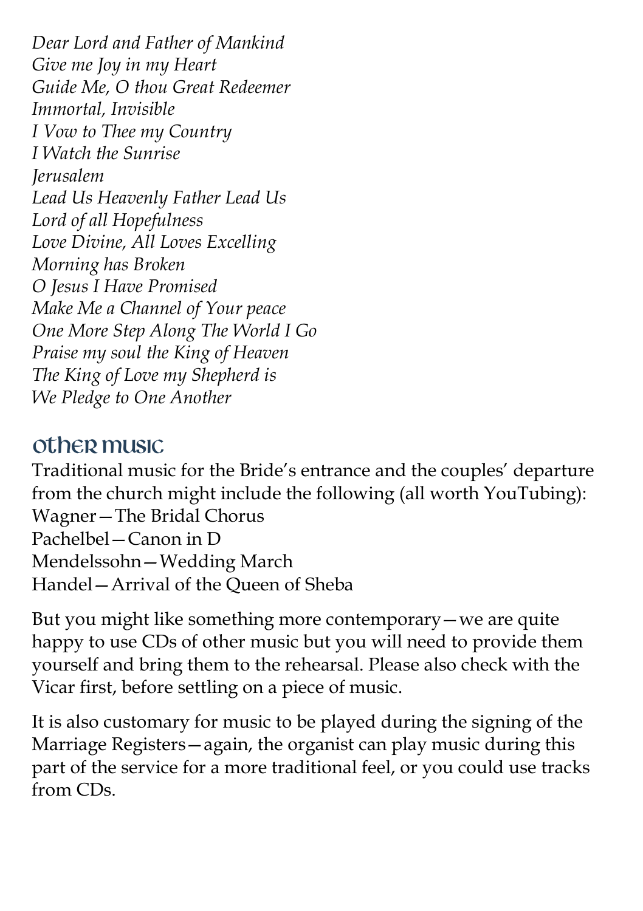*Dear Lord and Father of Mankind*
*Give me Joy in my Heart*
*Guide Me, O thou Great Redeemer*
*Immortal, Invisible*
*I Vow to Thee my Country*
*I Watch the Sunrise*
*Jerusalem*
*Lead Us Heavenly Father Lead Us*
*Lord of all Hopefulness*
*Love Divine, All Loves Excelling*
*Morning has Broken*
*O Jesus I Have Promised*
*Make Me a Channel of Your peace*
*One More Step Along The World I Go*
*Praise my soul the King of Heaven*
*The King of Love my Shepherd is*
*We Pledge to One Another*

## Other Music

Traditional music for the Bride's entrance and the couples' departure from the church might include the following (all worth YouTubing):
Wagner—The Bridal Chorus
Pachelbel—Canon in D
Mendelssohn—Wedding March
Handel—Arrival of the Queen of Sheba

But you might like something more contemporary—we are quite happy to use CDs of other music but you will need to provide them yourself and bring them to the rehearsal. Please also check with the Vicar first, before settling on a piece of music.

It is also customary for music to be played during the signing of the Marriage Registers—again, the organist can play music during this part of the service for a more traditional feel, or you could use tracks from CDs.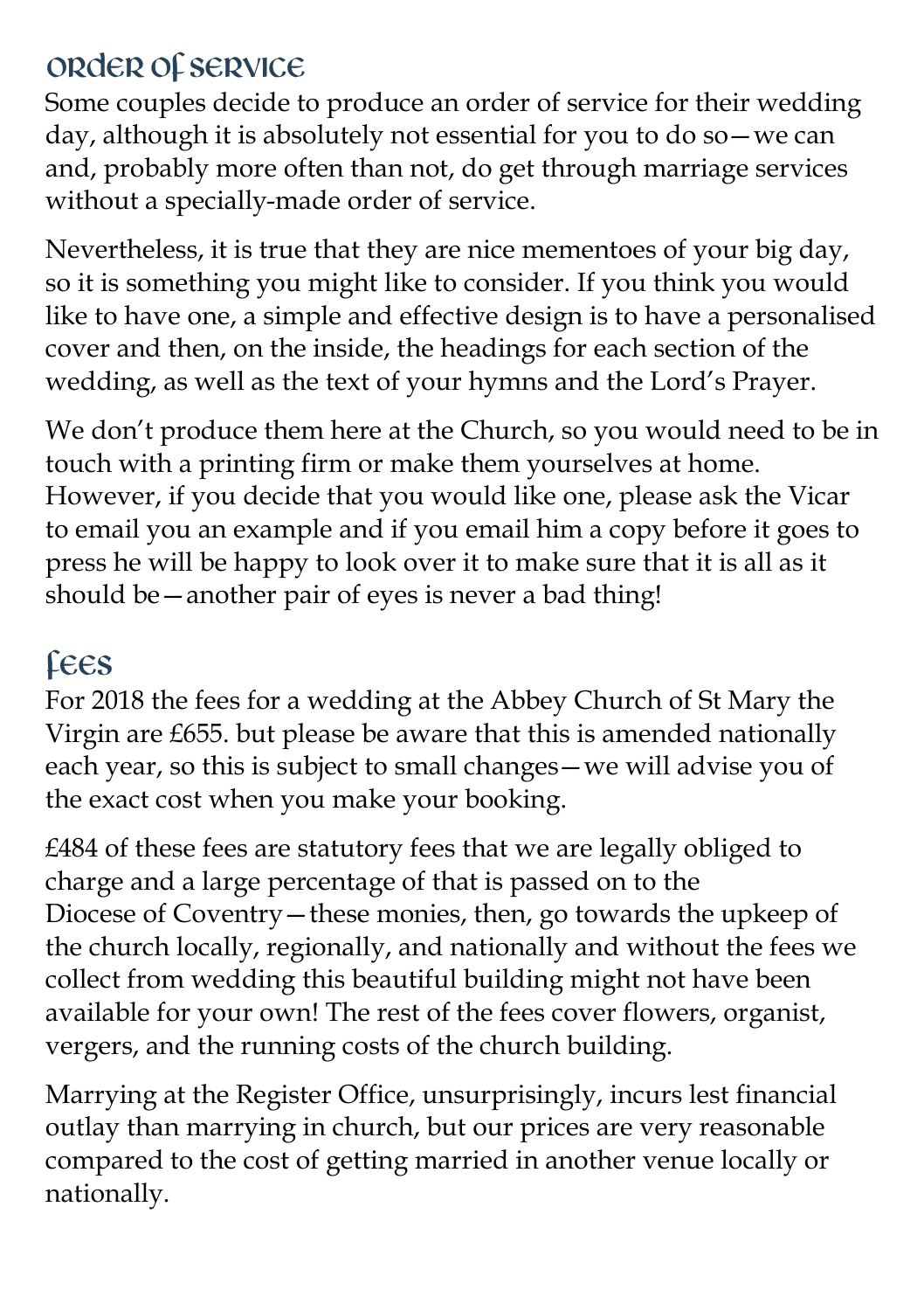## Order of Service

Some couples decide to produce an order of service for their wedding day, although it is absolutely not essential for you to do so—we can and, probably more often than not, do get through marriage services without a specially-made order of service.

Nevertheless, it is true that they are nice mementoes of your big day, so it is something you might like to consider. If you think you would like to have one, a simple and effective design is to have a personalised cover and then, on the inside, the headings for each section of the wedding, as well as the text of your hymns and the Lord's Prayer.

We don't produce them here at the Church, so you would need to be in touch with a printing firm or make them yourselves at home. However, if you decide that you would like one, please ask the Vicar to email you an example and if you email him a copy before it goes to press he will be happy to look over it to make sure that it is all as it should be—another pair of eyes is never a bad thing!

## Fees

For 2018 the fees for a wedding at the Abbey Church of St Mary the Virgin are £655. but please be aware that this is amended nationally each year, so this is subject to small changes—we will advise you of the exact cost when you make your booking.

£484 of these fees are statutory fees that we are legally obliged to charge and a large percentage of that is passed on to the Diocese of Coventry—these monies, then, go towards the upkeep of the church locally, regionally, and nationally and without the fees we collect from wedding this beautiful building might not have been available for your own! The rest of the fees cover flowers, organist, vergers, and the running costs of the church building.

Marrying at the Register Office, unsurprisingly, incurs lest financial outlay than marrying in church, but our prices are very reasonable compared to the cost of getting married in another venue locally or nationally.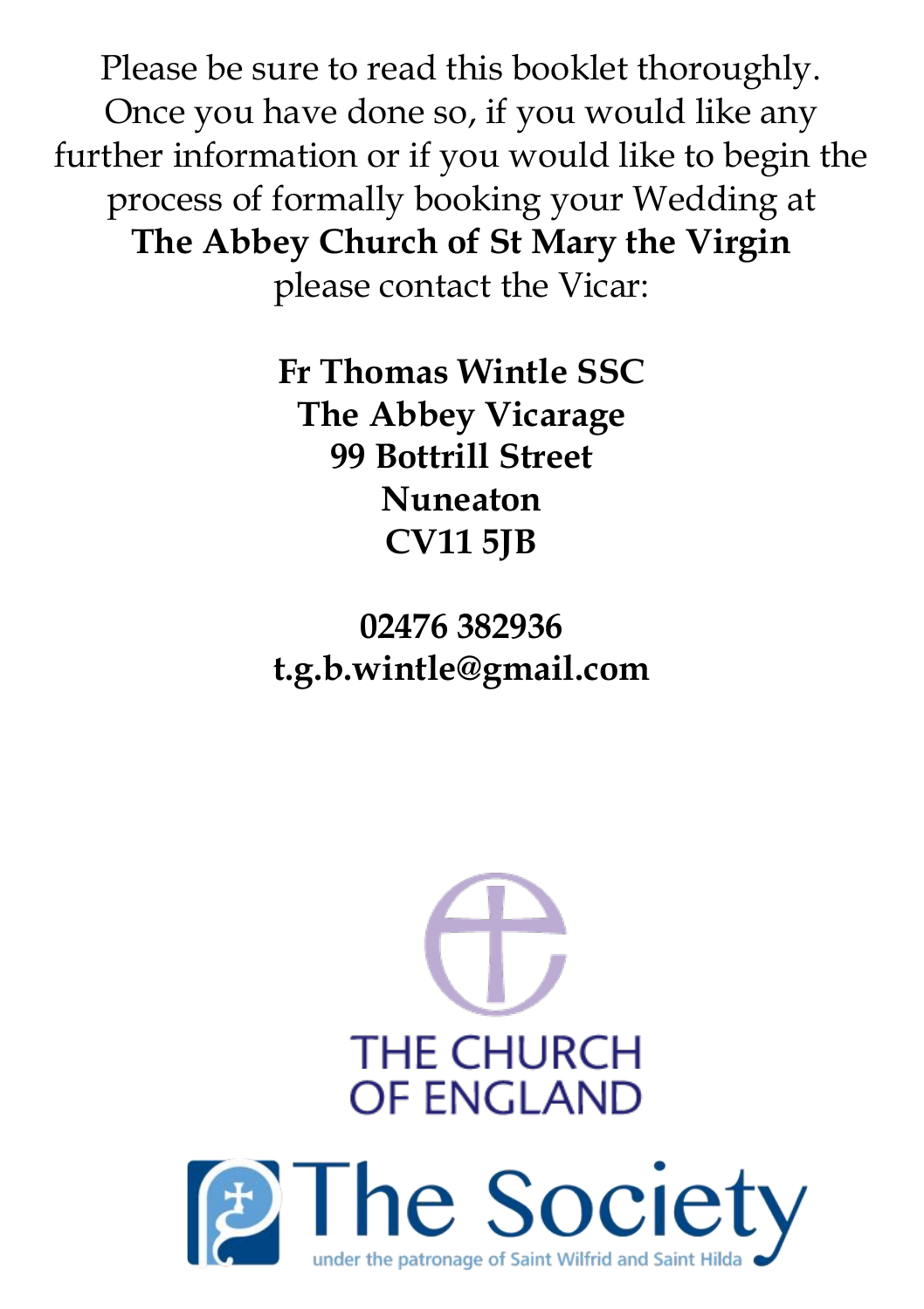Please be sure to read this booklet thoroughly. Once you have done so, if you would like any further information or if you would like to begin the process of formally booking your Wedding at **The Abbey Church of St Mary the Virgin** please contact the Vicar:

**Fr Thomas Wintle SSC**
**The Abbey Vicarage**
**99 Bottrill Street**
**Nuneaton**
**CV11 5JB**

**02476 382936**
**t.g.b.wintle@gmail.com**

THE CHURCH OF ENGLAND

The Society
under the patronage of Saint Wilfrid and Saint Hilda